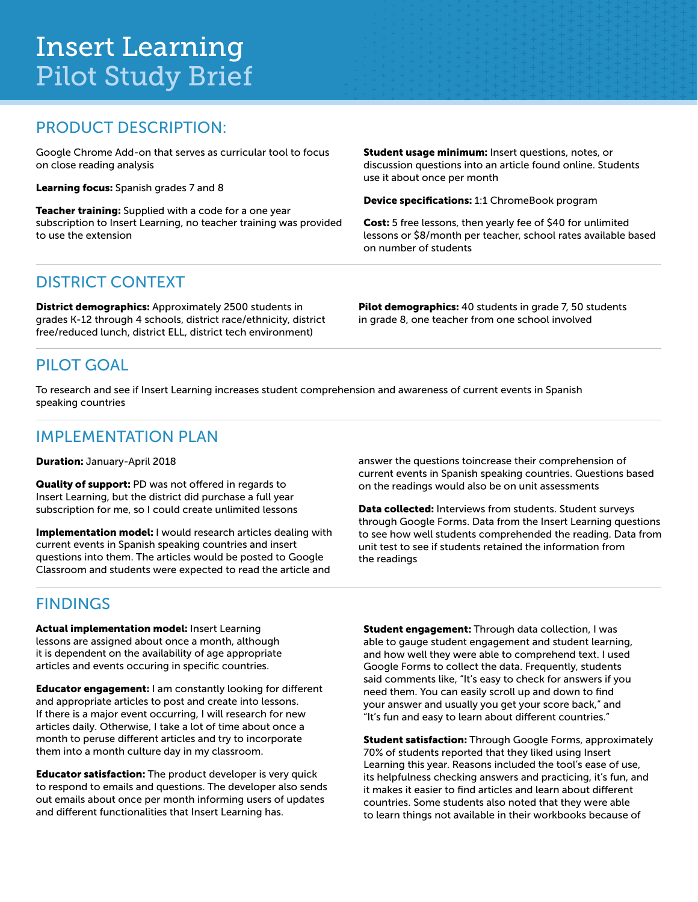# Insert Learning
## Pilot Study Brief

## PRODUCT DESCRIPTION:

Google Chrome Add-on that serves as curricular tool to focus on close reading analysis

**Learning focus:** Spanish grades 7 and 8

**Teacher training:** Supplied with a code for a one year subscription to Insert Learning, no teacher training was provided to use the extension

**Student usage minimum:** Insert questions, notes, or discussion questions into an article found online. Students use it about once per month

**Device specifications:** 1:1 ChromeBook program

**Cost:** 5 free lessons, then yearly fee of $40 for unlimited lessons or $8/month per teacher, school rates available based on number of students

## DISTRICT CONTEXT

**District demographics:** Approximately 2500 students in grades K-12 through 4 schools, district race/ethnicity, district free/reduced lunch, district ELL, district tech environment)

**Pilot demographics:** 40 students in grade 7, 50 students in grade 8, one teacher from one school involved

## PILOT GOAL

To research and see if Insert Learning increases student comprehension and awareness of current events in Spanish speaking countries

## IMPLEMENTATION PLAN

**Duration:** January-April 2018

**Quality of support:** PD was not offered in regards to Insert Learning, but the district did purchase a full year subscription for me, so I could create unlimited lessons

**Implementation model:** I would research articles dealing with current events in Spanish speaking countries and insert questions into them. The articles would be posted to Google Classroom and students were expected to read the article and answer the questions toincrease their comprehension of current events in Spanish speaking countries. Questions based on the readings would also be on unit assessments

**Data collected:** Interviews from students. Student surveys through Google Forms. Data from the Insert Learning questions to see how well students comprehended the reading. Data from unit test to see if students retained the information from the readings

## FINDINGS

**Actual implementation model:** Insert Learning lessons are assigned about once a month, although it is dependent on the availability of age appropriate articles and events occuring in specific countries.

**Educator engagement:** I am constantly looking for different and appropriate articles to post and create into lessons. If there is a major event occurring, I will research for new articles daily. Otherwise, I take a lot of time about once a month to peruse different articles and try to incorporate them into a month culture day in my classroom.

**Educator satisfaction:** The product developer is very quick to respond to emails and questions. The developer also sends out emails about once per month informing users of updates and different functionalities that Insert Learning has.

**Student engagement:** Through data collection, I was able to gauge student engagement and student learning, and how well they were able to comprehend text. I used Google Forms to collect the data. Frequently, students said comments like, "It's easy to check for answers if you need them. You can easily scroll up and down to find your answer and usually you get your score back," and "It's fun and easy to learn about different countries."

**Student satisfaction:** Through Google Forms, approximately 70% of students reported that they liked using Insert Learning this year. Reasons included the tool's ease of use, its helpfulness checking answers and practicing, it's fun, and it makes it easier to find articles and learn about different countries. Some students also noted that they were able to learn things not available in their workbooks because of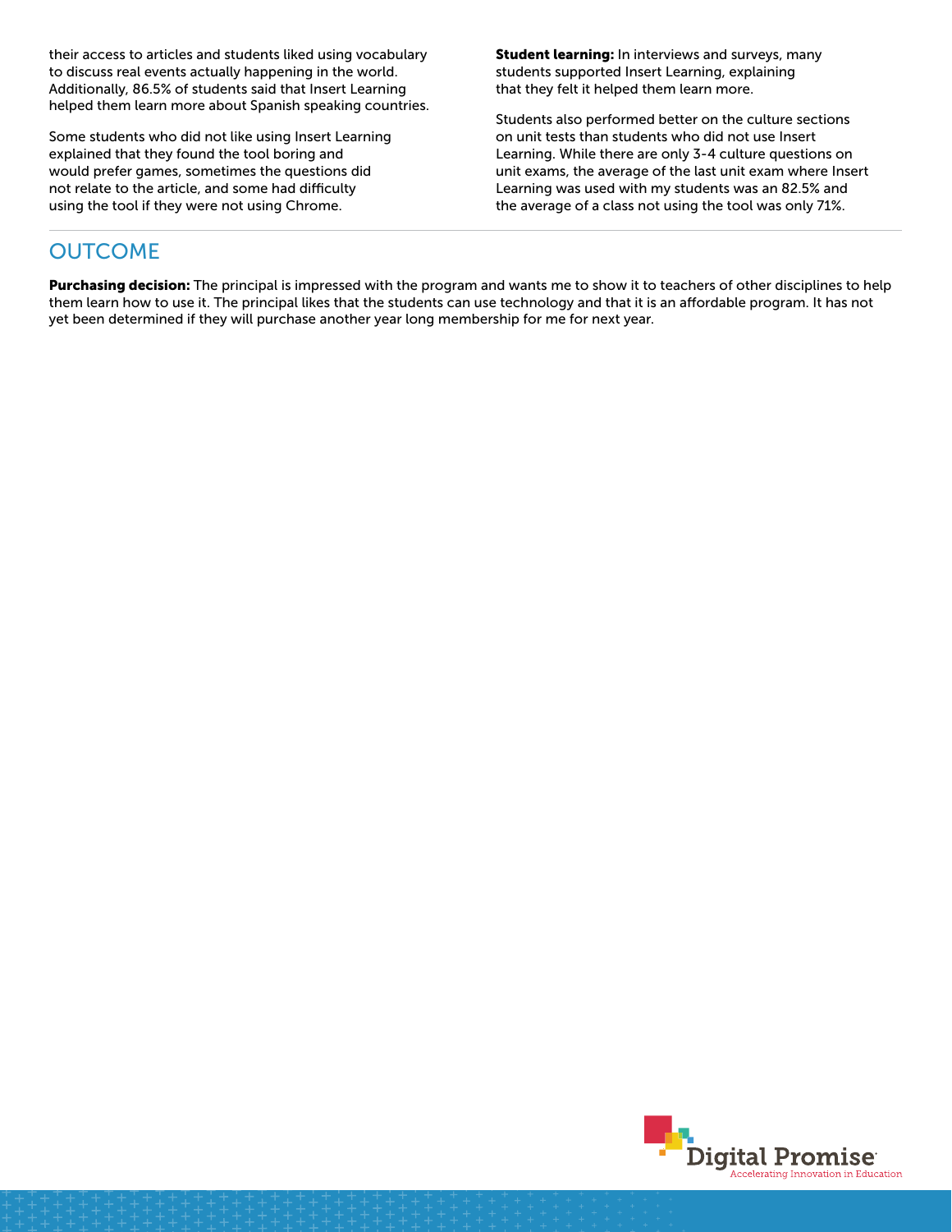their access to articles and students liked using vocabulary to discuss real events actually happening in the world. Additionally, 86.5% of students said that Insert Learning helped them learn more about Spanish speaking countries.

Some students who did not like using Insert Learning explained that they found the tool boring and would prefer games, sometimes the questions did not relate to the article, and some had difficulty using the tool if they were not using Chrome.

**Student learning:** In interviews and surveys, many students supported Insert Learning, explaining that they felt it helped them learn more.

Students also performed better on the culture sections on unit tests than students who did not use Insert Learning. While there are only 3-4 culture questions on unit exams, the average of the last unit exam where Insert Learning was used with my students was an 82.5% and the average of a class not using the tool was only 71%.

## OUTCOME

**Purchasing decision:** The principal is impressed with the program and wants me to show it to teachers of other disciplines to help them learn how to use it. The principal likes that the students can use technology and that it is an affordable program. It has not yet been determined if they will purchase another year long membership for me for next year.